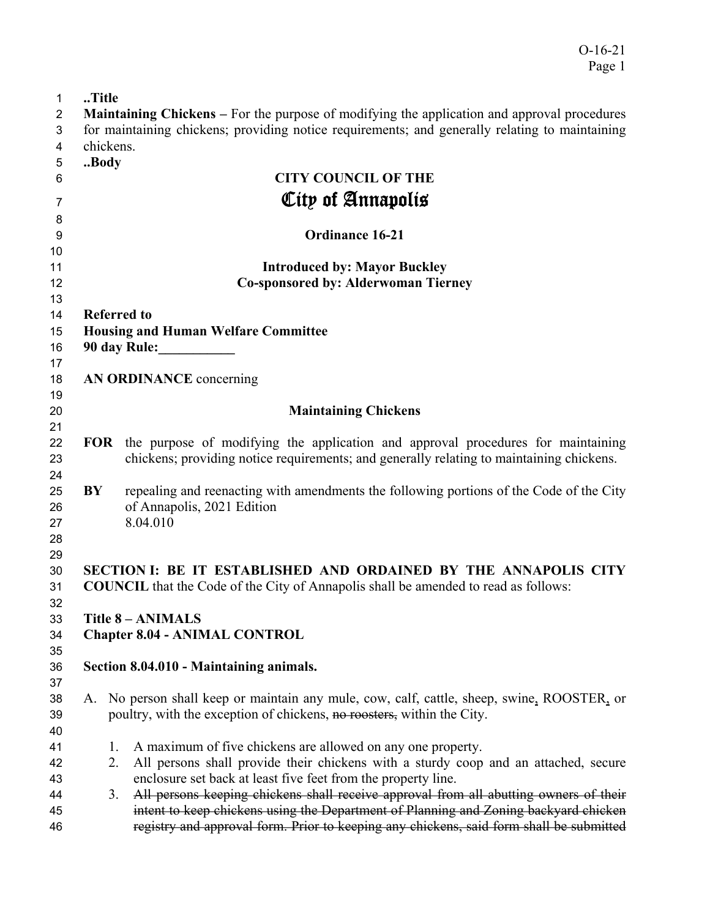..Title

**Maintaining Chickens –** For the purpose of modifying the application and approval procedures for maintaining chickens; providing notice requirements; and generally relating to maintaining chickens.

..Body

**CITY COUNCIL OF THE**

# City of Annapolis

**Ordinance 16-21**

**Introduced by: Mayor Buckley**
**Co-sponsored by: Alderwoman Tierney**

**Referred to**
**Housing and Human Welfare Committee**
**90 day Rule:___________**

**AN ORDINANCE** concerning

**Maintaining Chickens**

**FOR** the purpose of modifying the application and approval procedures for maintaining chickens; providing notice requirements; and generally relating to maintaining chickens.

**BY** repealing and reenacting with amendments the following portions of the Code of the City of Annapolis, 2021 Edition
8.04.010

**SECTION I: BE IT ESTABLISHED AND ORDAINED BY THE ANNAPOLIS CITY COUNCIL** that the Code of the City of Annapolis shall be amended to read as follows:

**Title 8 – ANIMALS**
**Chapter 8.04 - ANIMAL CONTROL**

**Section 8.04.010 - Maintaining animals.**

A. No person shall keep or maintain any mule, cow, calf, cattle, sheep, swine, ROOSTER, or poultry, with the exception of chickens, ~~no roosters,~~ within the City.

1. A maximum of five chickens are allowed on any one property.
2. All persons shall provide their chickens with a sturdy coop and an attached, secure enclosure set back at least five feet from the property line.
3. ~~All persons keeping chickens shall receive approval from all abutting owners of their intent to keep chickens using the Department of Planning and Zoning backyard chicken registry and approval form. Prior to keeping any chickens, said form shall be submitted~~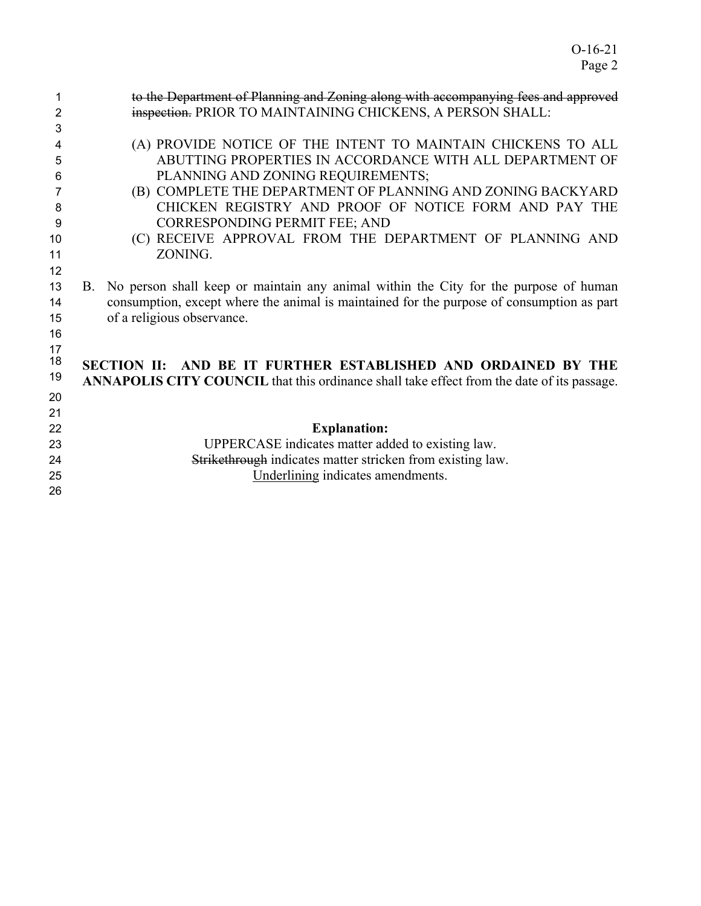~~to the Department of Planning and Zoning along with accompanying fees and approved inspection.~~ PRIOR TO MAINTAINING CHICKENS, A PERSON SHALL:

(A) PROVIDE NOTICE OF THE INTENT TO MAINTAIN CHICKENS TO ALL ABUTTING PROPERTIES IN ACCORDANCE WITH ALL DEPARTMENT OF PLANNING AND ZONING REQUIREMENTS;
(B) COMPLETE THE DEPARTMENT OF PLANNING AND ZONING BACKYARD CHICKEN REGISTRY AND PROOF OF NOTICE FORM AND PAY THE CORRESPONDING PERMIT FEE; AND
(C) RECEIVE APPROVAL FROM THE DEPARTMENT OF PLANNING AND ZONING.

B. No person shall keep or maintain any animal within the City for the purpose of human consumption, except where the animal is maintained for the purpose of consumption as part of a religious observance.

**SECTION II: AND BE IT FURTHER ESTABLISHED AND ORDAINED BY THE ANNAPOLIS CITY COUNCIL** that this ordinance shall take effect from the date of its passage.

**Explanation:**
UPPERCASE indicates matter added to existing law.
~~Strikethrough~~ indicates matter stricken from existing law.
<u>Underlining</u> indicates amendments.